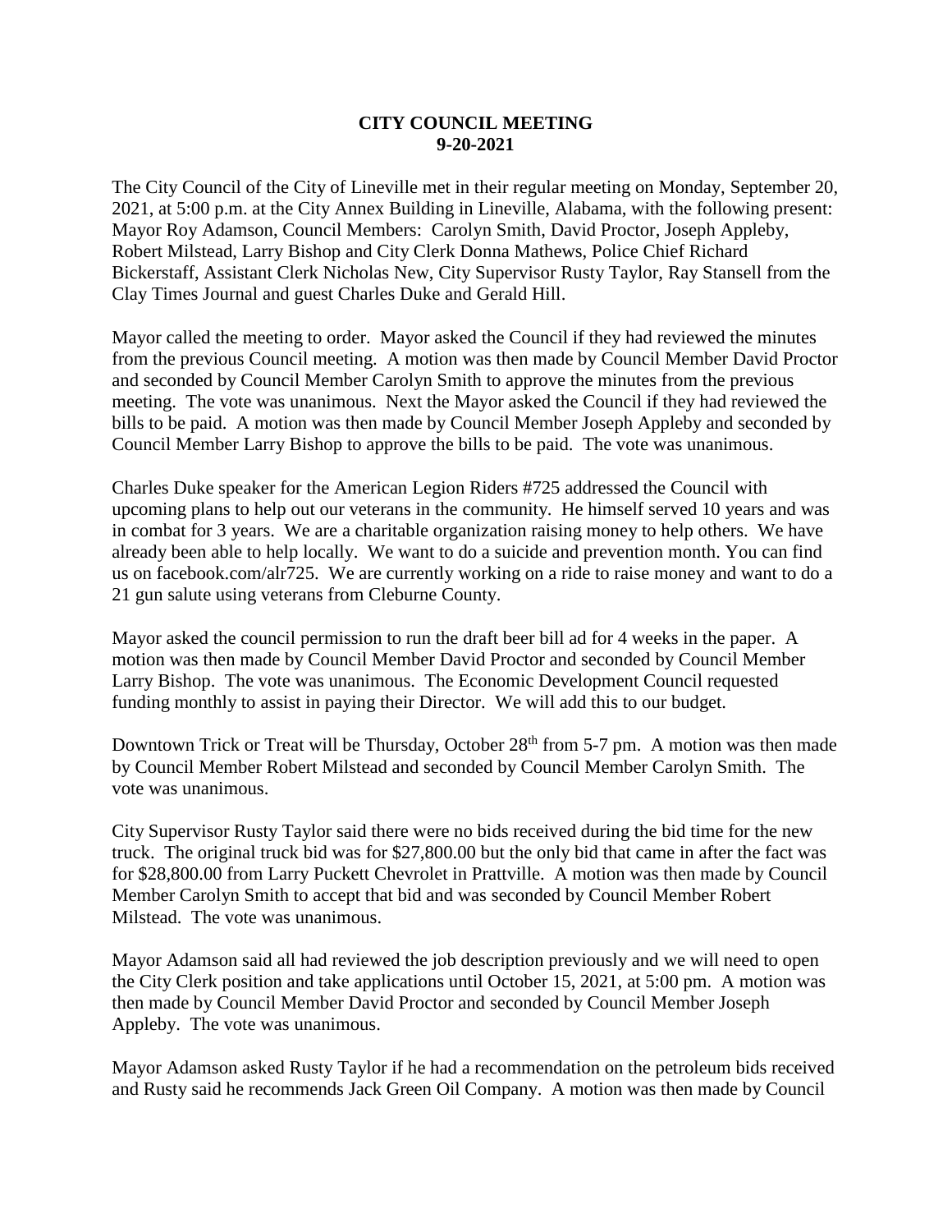**CITY COUNCIL MEETING**
**9-20-2021**

The City Council of the City of Lineville met in their regular meeting on Monday, September 20, 2021, at 5:00 p.m. at the City Annex Building in Lineville, Alabama, with the following present: Mayor Roy Adamson, Council Members: Carolyn Smith, David Proctor, Joseph Appleby, Robert Milstead, Larry Bishop and City Clerk Donna Mathews, Police Chief Richard Bickerstaff, Assistant Clerk Nicholas New, City Supervisor Rusty Taylor, Ray Stansell from the Clay Times Journal and guest Charles Duke and Gerald Hill.

Mayor called the meeting to order. Mayor asked the Council if they had reviewed the minutes from the previous Council meeting. A motion was then made by Council Member David Proctor and seconded by Council Member Carolyn Smith to approve the minutes from the previous meeting. The vote was unanimous. Next the Mayor asked the Council if they had reviewed the bills to be paid. A motion was then made by Council Member Joseph Appleby and seconded by Council Member Larry Bishop to approve the bills to be paid. The vote was unanimous.

Charles Duke speaker for the American Legion Riders #725 addressed the Council with upcoming plans to help out our veterans in the community. He himself served 10 years and was in combat for 3 years. We are a charitable organization raising money to help others. We have already been able to help locally. We want to do a suicide and prevention month. You can find us on facebook.com/alr725. We are currently working on a ride to raise money and want to do a 21 gun salute using veterans from Cleburne County.

Mayor asked the council permission to run the draft beer bill ad for 4 weeks in the paper. A motion was then made by Council Member David Proctor and seconded by Council Member Larry Bishop. The vote was unanimous. The Economic Development Council requested funding monthly to assist in paying their Director. We will add this to our budget.

Downtown Trick or Treat will be Thursday, October 28th from 5-7 pm. A motion was then made by Council Member Robert Milstead and seconded by Council Member Carolyn Smith. The vote was unanimous.

City Supervisor Rusty Taylor said there were no bids received during the bid time for the new truck. The original truck bid was for $27,800.00 but the only bid that came in after the fact was for $28,800.00 from Larry Puckett Chevrolet in Prattville. A motion was then made by Council Member Carolyn Smith to accept that bid and was seconded by Council Member Robert Milstead. The vote was unanimous.

Mayor Adamson said all had reviewed the job description previously and we will need to open the City Clerk position and take applications until October 15, 2021, at 5:00 pm. A motion was then made by Council Member David Proctor and seconded by Council Member Joseph Appleby. The vote was unanimous.

Mayor Adamson asked Rusty Taylor if he had a recommendation on the petroleum bids received and Rusty said he recommends Jack Green Oil Company. A motion was then made by Council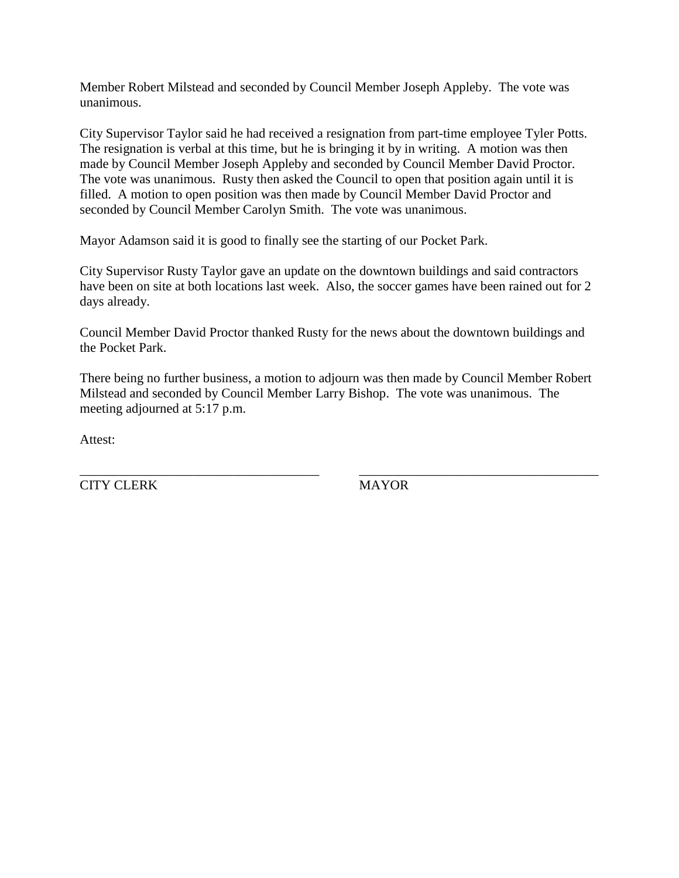Member Robert Milstead and seconded by Council Member Joseph Appleby. The vote was unanimous.

City Supervisor Taylor said he had received a resignation from part-time employee Tyler Potts. The resignation is verbal at this time, but he is bringing it by in writing. A motion was then made by Council Member Joseph Appleby and seconded by Council Member David Proctor. The vote was unanimous. Rusty then asked the Council to open that position again until it is filled. A motion to open position was then made by Council Member David Proctor and seconded by Council Member Carolyn Smith. The vote was unanimous.

Mayor Adamson said it is good to finally see the starting of our Pocket Park.

City Supervisor Rusty Taylor gave an update on the downtown buildings and said contractors have been on site at both locations last week. Also, the soccer games have been rained out for 2 days already.

Council Member David Proctor thanked Rusty for the news about the downtown buildings and the Pocket Park.

There being no further business, a motion to adjourn was then made by Council Member Robert Milstead and seconded by Council Member Larry Bishop. The vote was unanimous. The meeting adjourned at 5:17 p.m.

Attest:

_____________________________________ _____________________________________

CITY CLERK MAYOR